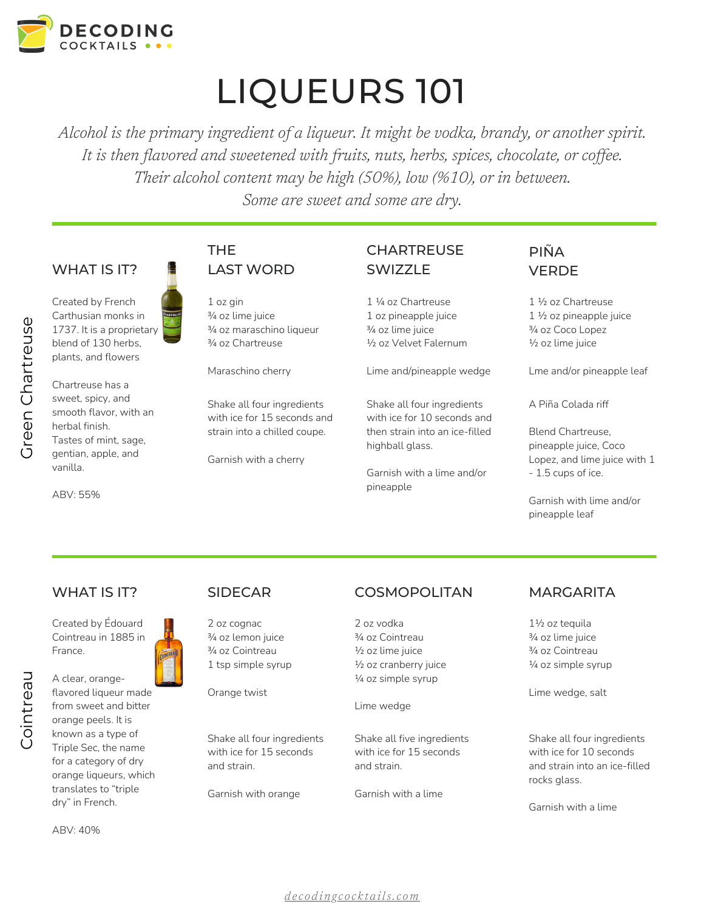# LIQUEURS 101

*Alcohol is the primary ingredient of a liqueur. It might be vodka, brandy, or another spirit. It is then flavored and sweetened with fruits, nuts, herbs, spices, chocolate, or coffee. Their alcohol content may be high (50%), low (%10), or in between. Some are sweet and some are dry.*

---

## Green Chartreuse

### WHAT IS IT?

Created by French Carthusian monks in 1737. It is a proprietary blend of 130 herbs, plants, and flowers

Chartreuse has a sweet, spicy, and smooth flavor, with an herbal finish. Tastes of mint, sage, gentian, apple, and vanilla.

ABV: 55%

### THE LAST WORD

1 oz gin
¾ oz lime juice
¾ oz maraschino liqueur
¾ oz Chartreuse

Maraschino cherry

Shake all four ingredients with ice for 15 seconds and strain into a chilled coupe.

Garnish with a cherry

### CHARTREUSE SWIZZLE

1 ¼ oz Chartreuse
1 oz pineapple juice
¾ oz lime juice
½ oz Velvet Falernum

Lime and/pineapple wedge

Shake all four ingredients with ice for 10 seconds and then strain into an ice-filled highball glass.

Garnish with a lime and/or pineapple

### PIÑA VERDE

1 ½ oz Chartreuse
1 ½ oz pineapple juice
¾ oz Coco Lopez
½ oz lime juice

Lme and/or pineapple leaf

A Piña Colada riff

Blend Chartreuse, pineapple juice, Coco Lopez, and lime juice with 1 - 1.5 cups of ice.

Garnish with lime and/or pineapple leaf

---

## Cointreau

### WHAT IS IT?

Created by Édouard Cointreau in 1885 in France.

A clear, orange-flavored liqueur made from sweet and bitter orange peels. It is known as a type of Triple Sec, the name for a category of dry orange liqueurs, which translates to "triple dry" in French.

ABV: 40%

### SIDECAR

2 oz cognac
¾ oz lemon juice
¾ oz Cointreau
1 tsp simple syrup

Orange twist

Shake all four ingredients with ice for 15 seconds and strain.

Garnish with orange

### COSMOPOLITAN

2 oz vodka
¾ oz Cointreau
½ oz lime juice
½ oz cranberry juice
¼ oz simple syrup

Lime wedge

Shake all five ingredients with ice for 15 seconds and strain.

Garnish with a lime

### MARGARITA

1½ oz tequila
¾ oz lime juice
¾ oz Cointreau
¼ oz simple syrup

Lime wedge, salt

Shake all four ingredients with ice for 10 seconds and strain into an ice-filled rocks glass.

Garnish with a lime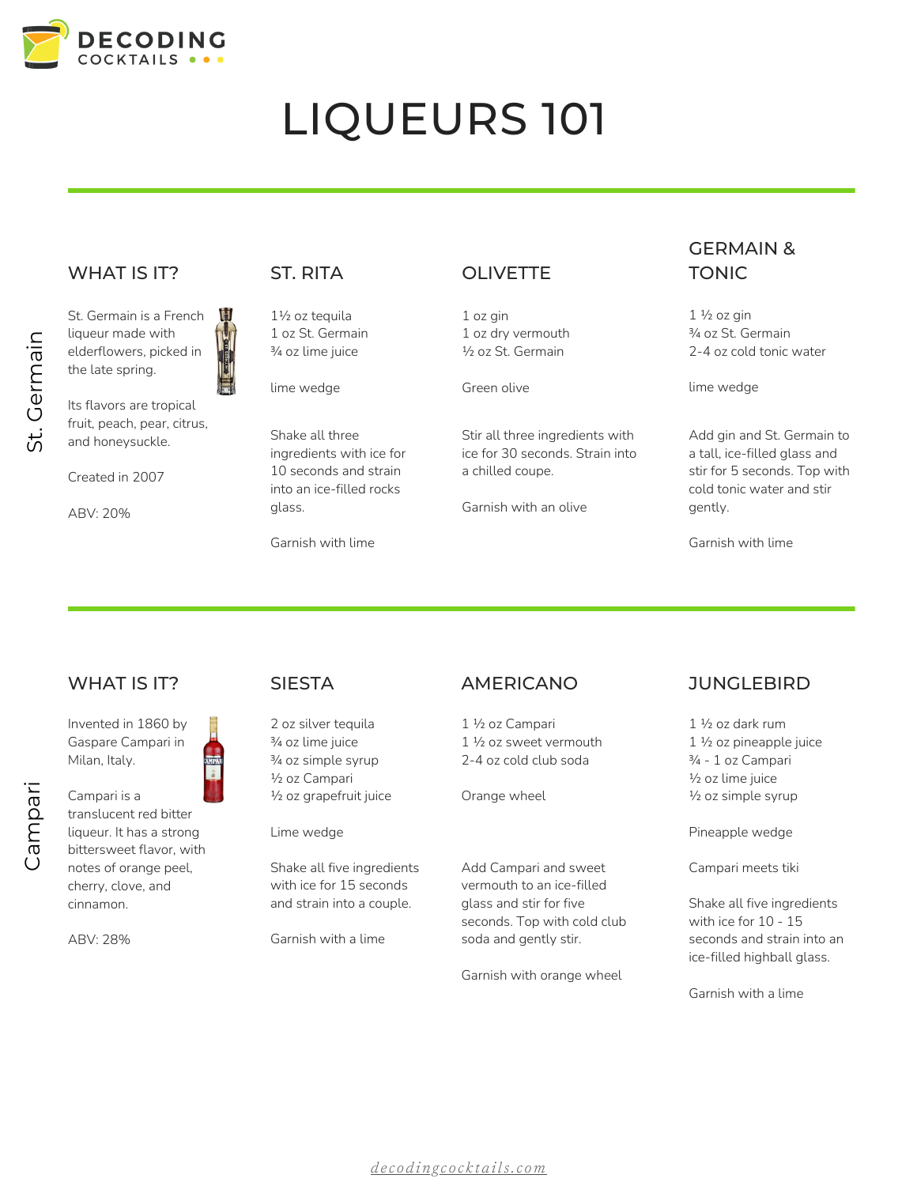# LIQUEURS 101

## St. Germain

### WHAT IS IT?

St. Germain is a French liqueur made with elderflowers, picked in the late spring.

Its flavors are tropical fruit, peach, pear, citrus, and honeysuckle.

Created in 2007

ABV: 20%

### ST. RITA

1½ oz tequila
1 oz St. Germain
¾ oz lime juice

lime wedge

Shake all three ingredients with ice for 10 seconds and strain into an ice-filled rocks glass.

Garnish with lime

### OLIVETTE

1 oz gin
1 oz dry vermouth
½ oz St. Germain

Green olive

Stir all three ingredients with ice for 30 seconds. Strain into a chilled coupe.

Garnish with an olive

### GERMAIN & TONIC

1 ½ oz gin
¾ oz St. Germain
2-4 oz cold tonic water

lime wedge

Add gin and St. Germain to a tall, ice-filled glass and stir for 5 seconds. Top with cold tonic water and stir gently.

Garnish with lime

## Campari

### WHAT IS IT?

Invented in 1860 by Gaspare Campari in Milan, Italy.

Campari is a translucent red bitter liqueur. It has a strong bittersweet flavor, with notes of orange peel, cherry, clove, and cinnamon.

ABV: 28%

### SIESTA

2 oz silver tequila
¾ oz lime juice
¾ oz simple syrup
½ oz Campari
½ oz grapefruit juice

Lime wedge

Shake all five ingredients with ice for 15 seconds and strain into a couple.

Garnish with a lime

### AMERICANO

1 ½ oz Campari
1 ½ oz sweet vermouth
2-4 oz cold club soda

Orange wheel

Add Campari and sweet vermouth to an ice-filled glass and stir for five seconds. Top with cold club soda and gently stir.

Garnish with orange wheel

### JUNGLEBIRD

1 ½ oz dark rum
1 ½ oz pineapple juice
¾ - 1 oz Campari
½ oz lime juice
½ oz simple syrup

Pineapple wedge

Campari meets tiki

Shake all five ingredients with ice for 10 - 15 seconds and strain into an ice-filled highball glass.

Garnish with a lime

decodingcocktails.com